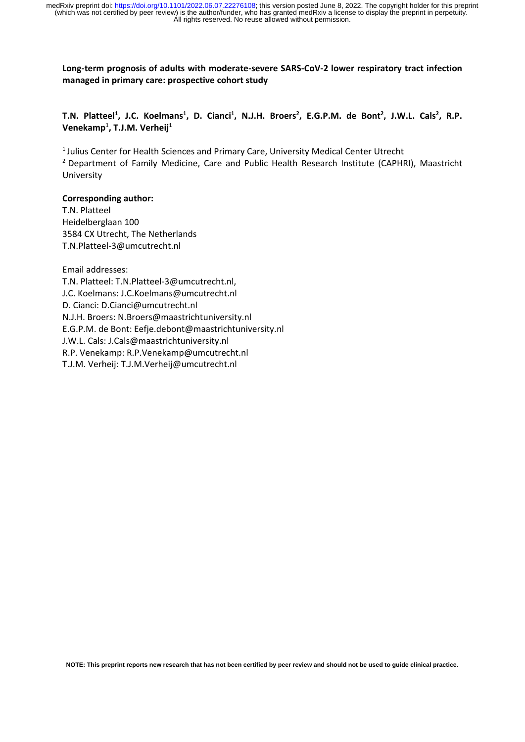**Long-term prognosis of adults with moderate-severe SARS-CoV-2 lower respiratory tract infection managed in primary care: prospective cohort study**

**T.N. Platteel[1], J.C. Koelmans[1], D. Cianci[1], N.J.H. Broers[2], E.G.P.M. de Bont[2], J.W.L. Cals[2], R.P. Venekamp[1], T.J.M. Verheij[1]**

[1] Julius Center for Health Sciences and Primary Care, University Medical Center Utrecht

[2] Department of Family Medicine, Care and Public Health Research Institute (CAPHRI), Maastricht University

**Corresponding author:**

T.N. Platteel
Heidelberglaan 100
3584 CX Utrecht, The Netherlands
T.N.Platteel-3@umcutrecht.nl

Email addresses:

T.N. Platteel: T.N.Platteel-3@umcutrecht.nl,
J.C. Koelmans: J.C.Koelmans@umcutrecht.nl
D. Cianci: D.Cianci@umcutrecht.nl
N.J.H. Broers: N.Broers@maastrichtuniversity.nl
E.G.P.M. de Bont: Eefje.debont@maastrichtuniversity.nl
J.W.L. Cals: J.Cals@maastrichtuniversity.nl
R.P. Venekamp: R.P.Venekamp@umcutrecht.nl
T.J.M. Verheij: T.J.M.Verheij@umcutrecht.nl

NOTE: This preprint reports new research that has not been certified by peer review and should not be used to guide clinical practice.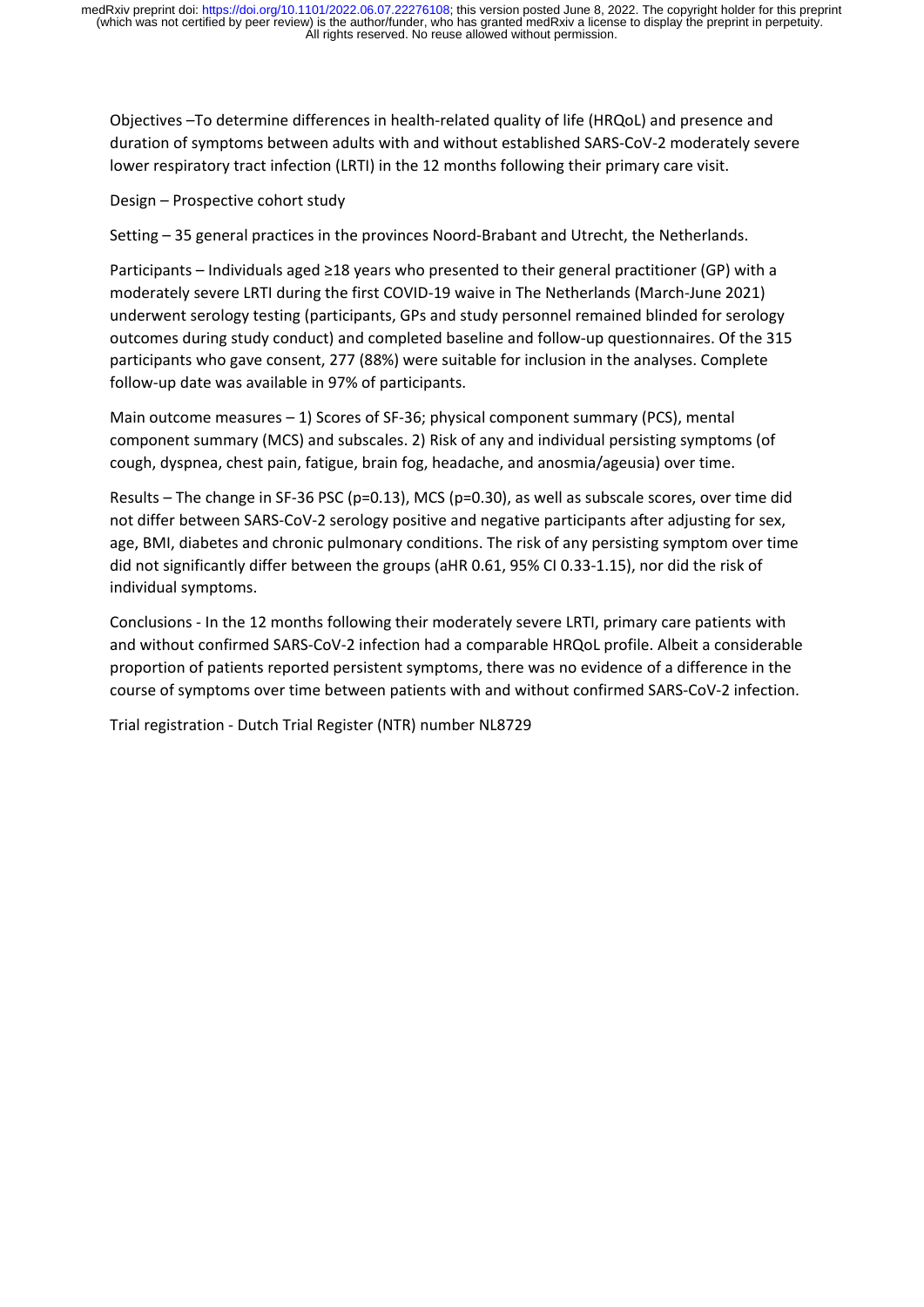Objectives –To determine differences in health-related quality of life (HRQoL) and presence and duration of symptoms between adults with and without established SARS-CoV-2 moderately severe lower respiratory tract infection (LRTI) in the 12 months following their primary care visit.

Design – Prospective cohort study

Setting – 35 general practices in the provinces Noord-Brabant and Utrecht, the Netherlands.

Participants – Individuals aged ≥18 years who presented to their general practitioner (GP) with a moderately severe LRTI during the first COVID-19 waive in The Netherlands (March-June 2021) underwent serology testing (participants, GPs and study personnel remained blinded for serology outcomes during study conduct) and completed baseline and follow-up questionnaires. Of the 315 participants who gave consent, 277 (88%) were suitable for inclusion in the analyses. Complete follow-up date was available in 97% of participants.

Main outcome measures – 1) Scores of SF-36; physical component summary (PCS), mental component summary (MCS) and subscales. 2) Risk of any and individual persisting symptoms (of cough, dyspnea, chest pain, fatigue, brain fog, headache, and anosmia/ageusia) over time.

Results – The change in SF-36 PSC ($p=0.13$), MCS ($p=0.30$), as well as subscale scores, over time did not differ between SARS-CoV-2 serology positive and negative participants after adjusting for sex, age, BMI, diabetes and chronic pulmonary conditions. The risk of any persisting symptom over time did not significantly differ between the groups (aHR 0.61, 95% CI 0.33-1.15), nor did the risk of individual symptoms.

Conclusions - In the 12 months following their moderately severe LRTI, primary care patients with and without confirmed SARS-CoV-2 infection had a comparable HRQoL profile. Albeit a considerable proportion of patients reported persistent symptoms, there was no evidence of a difference in the course of symptoms over time between patients with and without confirmed SARS-CoV-2 infection.

Trial registration - Dutch Trial Register (NTR) number NL8729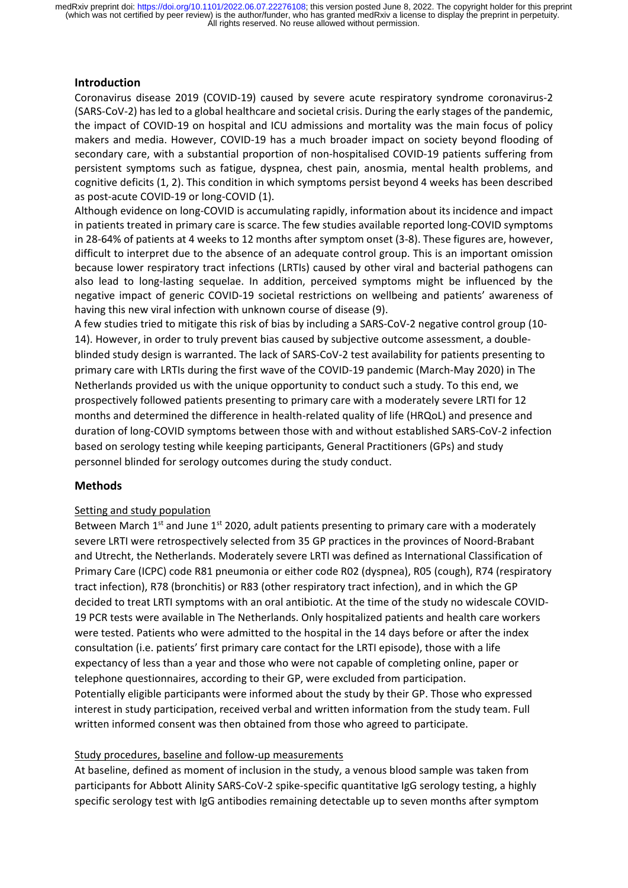## Introduction

Coronavirus disease 2019 (COVID-19) caused by severe acute respiratory syndrome coronavirus-2 (SARS-CoV-2) has led to a global healthcare and societal crisis. During the early stages of the pandemic, the impact of COVID-19 on hospital and ICU admissions and mortality was the main focus of policy makers and media. However, COVID-19 has a much broader impact on society beyond flooding of secondary care, with a substantial proportion of non-hospitalised COVID-19 patients suffering from persistent symptoms such as fatigue, dyspnea, chest pain, anosmia, mental health problems, and cognitive deficits (1, 2). This condition in which symptoms persist beyond 4 weeks has been described as post-acute COVID-19 or long-COVID (1).

Although evidence on long-COVID is accumulating rapidly, information about its incidence and impact in patients treated in primary care is scarce. The few studies available reported long-COVID symptoms in 28-64% of patients at 4 weeks to 12 months after symptom onset (3-8). These figures are, however, difficult to interpret due to the absence of an adequate control group. This is an important omission because lower respiratory tract infections (LRTIs) caused by other viral and bacterial pathogens can also lead to long-lasting sequelae. In addition, perceived symptoms might be influenced by the negative impact of generic COVID-19 societal restrictions on wellbeing and patients' awareness of having this new viral infection with unknown course of disease (9).

A few studies tried to mitigate this risk of bias by including a SARS-CoV-2 negative control group (10-14). However, in order to truly prevent bias caused by subjective outcome assessment, a double-blinded study design is warranted. The lack of SARS-CoV-2 test availability for patients presenting to primary care with LRTIs during the first wave of the COVID-19 pandemic (March-May 2020) in The Netherlands provided us with the unique opportunity to conduct such a study. To this end, we prospectively followed patients presenting to primary care with a moderately severe LRTI for 12 months and determined the difference in health-related quality of life (HRQoL) and presence and duration of long-COVID symptoms between those with and without established SARS-CoV-2 infection based on serology testing while keeping participants, General Practitioners (GPs) and study personnel blinded for serology outcomes during the study conduct.

## Methods

### Setting and study population

Between March 1st and June 1st 2020, adult patients presenting to primary care with a moderately severe LRTI were retrospectively selected from 35 GP practices in the provinces of Noord-Brabant and Utrecht, the Netherlands. Moderately severe LRTI was defined as International Classification of Primary Care (ICPC) code R81 pneumonia or either code R02 (dyspnea), R05 (cough), R74 (respiratory tract infection), R78 (bronchitis) or R83 (other respiratory tract infection), and in which the GP decided to treat LRTI symptoms with an oral antibiotic. At the time of the study no widescale COVID-19 PCR tests were available in The Netherlands. Only hospitalized patients and health care workers were tested. Patients who were admitted to the hospital in the 14 days before or after the index consultation (i.e. patients' first primary care contact for the LRTI episode), those with a life expectancy of less than a year and those who were not capable of completing online, paper or telephone questionnaires, according to their GP, were excluded from participation.

Potentially eligible participants were informed about the study by their GP. Those who expressed interest in study participation, received verbal and written information from the study team. Full written informed consent was then obtained from those who agreed to participate.

### Study procedures, baseline and follow-up measurements

At baseline, defined as moment of inclusion in the study, a venous blood sample was taken from participants for Abbott Alinity SARS-CoV-2 spike-specific quantitative IgG serology testing, a highly specific serology test with IgG antibodies remaining detectable up to seven months after symptom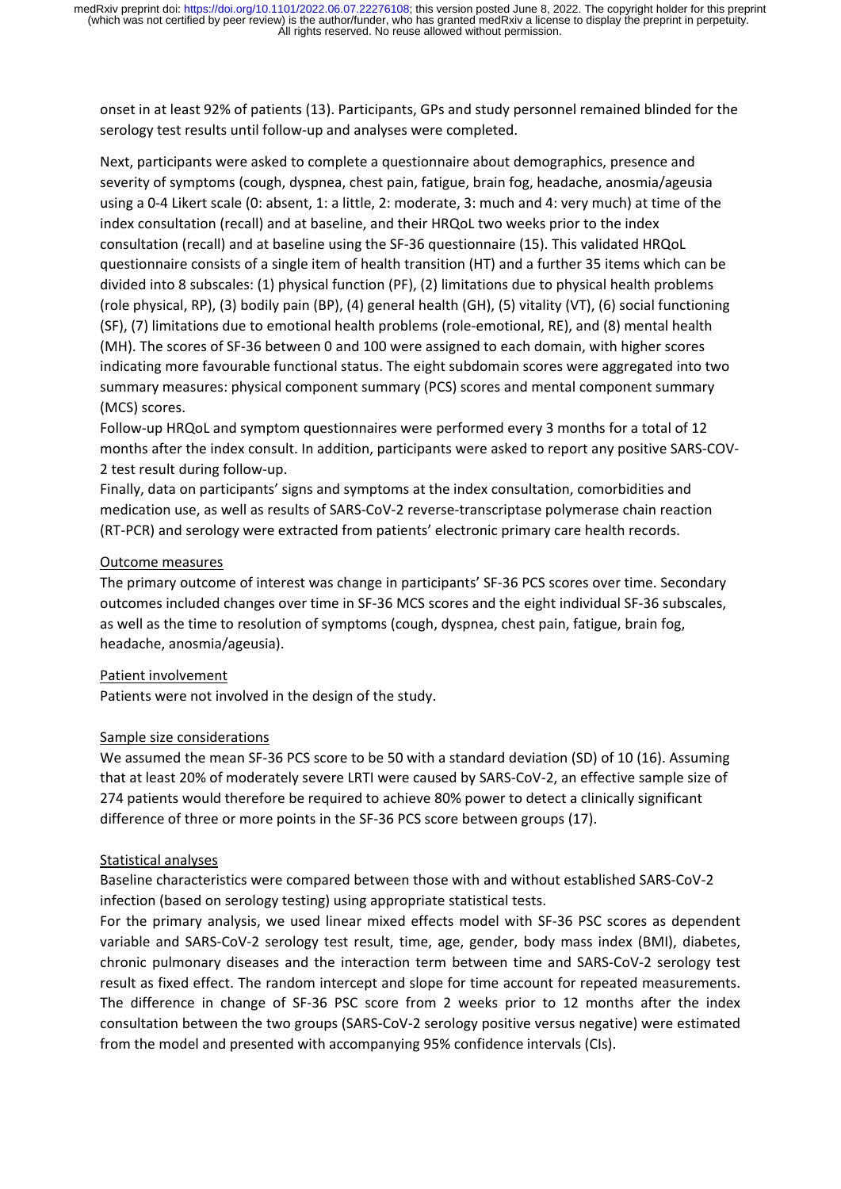onset in at least 92% of patients (13). Participants, GPs and study personnel remained blinded for the serology test results until follow-up and analyses were completed.

Next, participants were asked to complete a questionnaire about demographics, presence and severity of symptoms (cough, dyspnea, chest pain, fatigue, brain fog, headache, anosmia/ageusia using a 0-4 Likert scale (0: absent, 1: a little, 2: moderate, 3: much and 4: very much) at time of the index consultation (recall) and at baseline, and their HRQoL two weeks prior to the index consultation (recall) and at baseline using the SF-36 questionnaire (15). This validated HRQoL questionnaire consists of a single item of health transition (HT) and a further 35 items which can be divided into 8 subscales: (1) physical function (PF), (2) limitations due to physical health problems (role physical, RP), (3) bodily pain (BP), (4) general health (GH), (5) vitality (VT), (6) social functioning (SF), (7) limitations due to emotional health problems (role-emotional, RE), and (8) mental health (MH). The scores of SF-36 between 0 and 100 were assigned to each domain, with higher scores indicating more favourable functional status. The eight subdomain scores were aggregated into two summary measures: physical component summary (PCS) scores and mental component summary (MCS) scores.

Follow-up HRQoL and symptom questionnaires were performed every 3 months for a total of 12 months after the index consult. In addition, participants were asked to report any positive SARS-COV-2 test result during follow-up.

Finally, data on participants' signs and symptoms at the index consultation, comorbidities and medication use, as well as results of SARS-CoV-2 reverse-transcriptase polymerase chain reaction (RT-PCR) and serology were extracted from patients' electronic primary care health records.

## Outcome measures

The primary outcome of interest was change in participants' SF-36 PCS scores over time. Secondary outcomes included changes over time in SF-36 MCS scores and the eight individual SF-36 subscales, as well as the time to resolution of symptoms (cough, dyspnea, chest pain, fatigue, brain fog, headache, anosmia/ageusia).

## Patient involvement

Patients were not involved in the design of the study.

## Sample size considerations

We assumed the mean SF-36 PCS score to be 50 with a standard deviation (SD) of 10 (16). Assuming that at least 20% of moderately severe LRTI were caused by SARS-CoV-2, an effective sample size of 274 patients would therefore be required to achieve 80% power to detect a clinically significant difference of three or more points in the SF-36 PCS score between groups (17).

## Statistical analyses

Baseline characteristics were compared between those with and without established SARS-CoV-2 infection (based on serology testing) using appropriate statistical tests.

For the primary analysis, we used linear mixed effects model with SF-36 PSC scores as dependent variable and SARS-CoV-2 serology test result, time, age, gender, body mass index (BMI), diabetes, chronic pulmonary diseases and the interaction term between time and SARS-CoV-2 serology test result as fixed effect. The random intercept and slope for time account for repeated measurements. The difference in change of SF-36 PSC score from 2 weeks prior to 12 months after the index consultation between the two groups (SARS-CoV-2 serology positive versus negative) were estimated from the model and presented with accompanying 95% confidence intervals (CIs).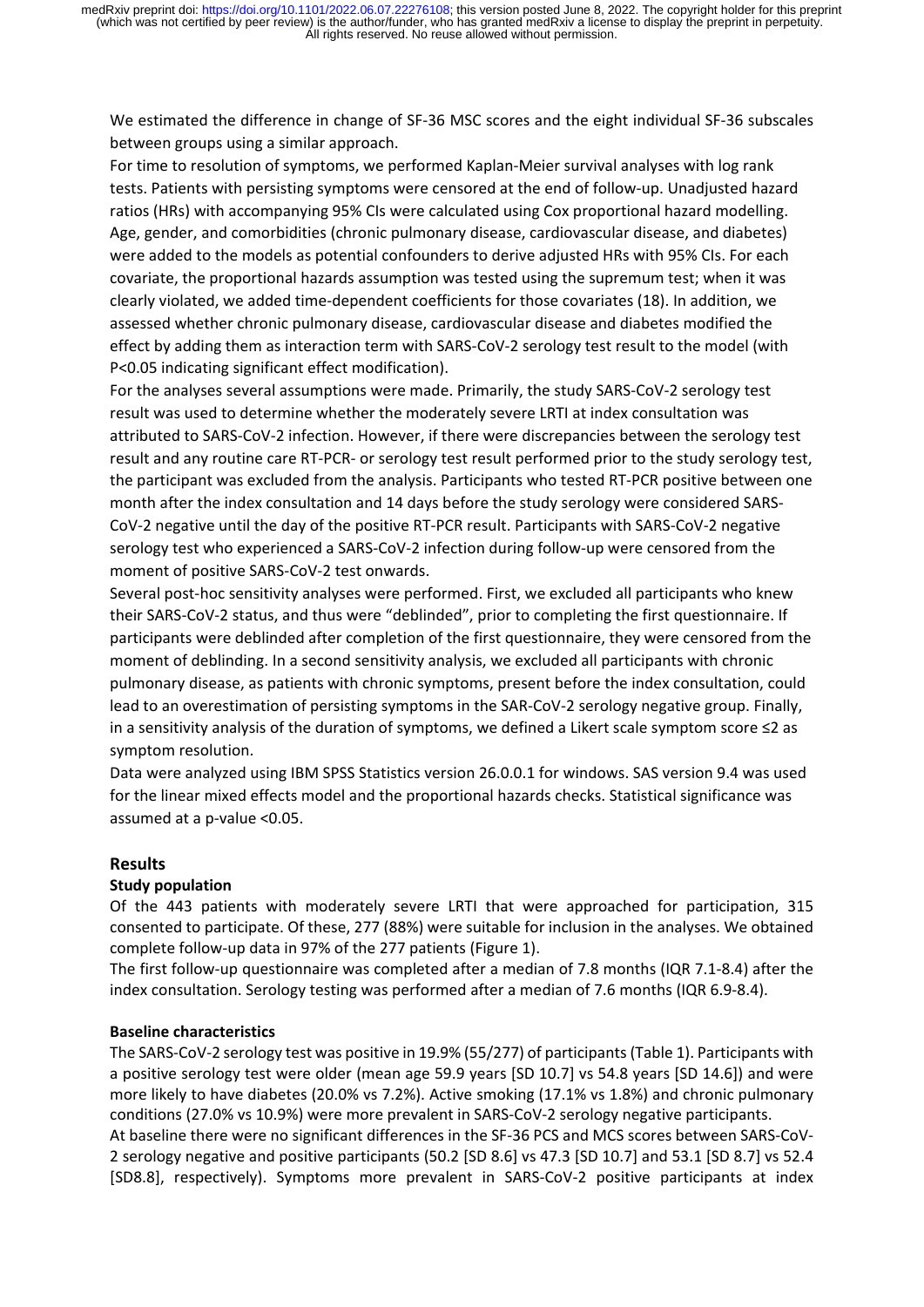We estimated the difference in change of SF-36 MSC scores and the eight individual SF-36 subscales between groups using a similar approach.

For time to resolution of symptoms, we performed Kaplan-Meier survival analyses with log rank tests. Patients with persisting symptoms were censored at the end of follow-up. Unadjusted hazard ratios (HRs) with accompanying 95% CIs were calculated using Cox proportional hazard modelling. Age, gender, and comorbidities (chronic pulmonary disease, cardiovascular disease, and diabetes) were added to the models as potential confounders to derive adjusted HRs with 95% CIs. For each covariate, the proportional hazards assumption was tested using the supremum test; when it was clearly violated, we added time-dependent coefficients for those covariates (18). In addition, we assessed whether chronic pulmonary disease, cardiovascular disease and diabetes modified the effect by adding them as interaction term with SARS-CoV-2 serology test result to the model (with $P<0.05$ indicating significant effect modification).

For the analyses several assumptions were made. Primarily, the study SARS-CoV-2 serology test result was used to determine whether the moderately severe LRTI at index consultation was attributed to SARS-CoV-2 infection. However, if there were discrepancies between the serology test result and any routine care RT-PCR- or serology test result performed prior to the study serology test, the participant was excluded from the analysis. Participants who tested RT-PCR positive between one month after the index consultation and 14 days before the study serology were considered SARS-CoV-2 negative until the day of the positive RT-PCR result. Participants with SARS-CoV-2 negative serology test who experienced a SARS-CoV-2 infection during follow-up were censored from the moment of positive SARS-CoV-2 test onwards.

Several post-hoc sensitivity analyses were performed. First, we excluded all participants who knew their SARS-CoV-2 status, and thus were "deblinded", prior to completing the first questionnaire. If participants were deblinded after completion of the first questionnaire, they were censored from the moment of deblinding. In a second sensitivity analysis, we excluded all participants with chronic pulmonary disease, as patients with chronic symptoms, present before the index consultation, could lead to an overestimation of persisting symptoms in the SAR-CoV-2 serology negative group. Finally, in a sensitivity analysis of the duration of symptoms, we defined a Likert scale symptom score ≤2 as symptom resolution.

Data were analyzed using IBM SPSS Statistics version 26.0.0.1 for windows. SAS version 9.4 was used for the linear mixed effects model and the proportional hazards checks. Statistical significance was assumed at a p-value <0.05.

## Results

### Study population

Of the 443 patients with moderately severe LRTI that were approached for participation, 315 consented to participate. Of these, 277 (88%) were suitable for inclusion in the analyses. We obtained complete follow-up data in 97% of the 277 patients (Figure 1).

The first follow-up questionnaire was completed after a median of 7.8 months (IQR 7.1-8.4) after the index consultation. Serology testing was performed after a median of 7.6 months (IQR 6.9-8.4).

### Baseline characteristics

The SARS-CoV-2 serology test was positive in 19.9% (55/277) of participants (Table 1). Participants with a positive serology test were older (mean age 59.9 years [SD 10.7] vs 54.8 years [SD 14.6]) and were more likely to have diabetes (20.0% vs 7.2%). Active smoking (17.1% vs 1.8%) and chronic pulmonary conditions (27.0% vs 10.9%) were more prevalent in SARS-CoV-2 serology negative participants.

At baseline there were no significant differences in the SF-36 PCS and MCS scores between SARS-CoV-2 serology negative and positive participants (50.2 [SD 8.6] vs 47.3 [SD 10.7] and 53.1 [SD 8.7] vs 52.4 [SD8.8], respectively). Symptoms more prevalent in SARS-CoV-2 positive participants at index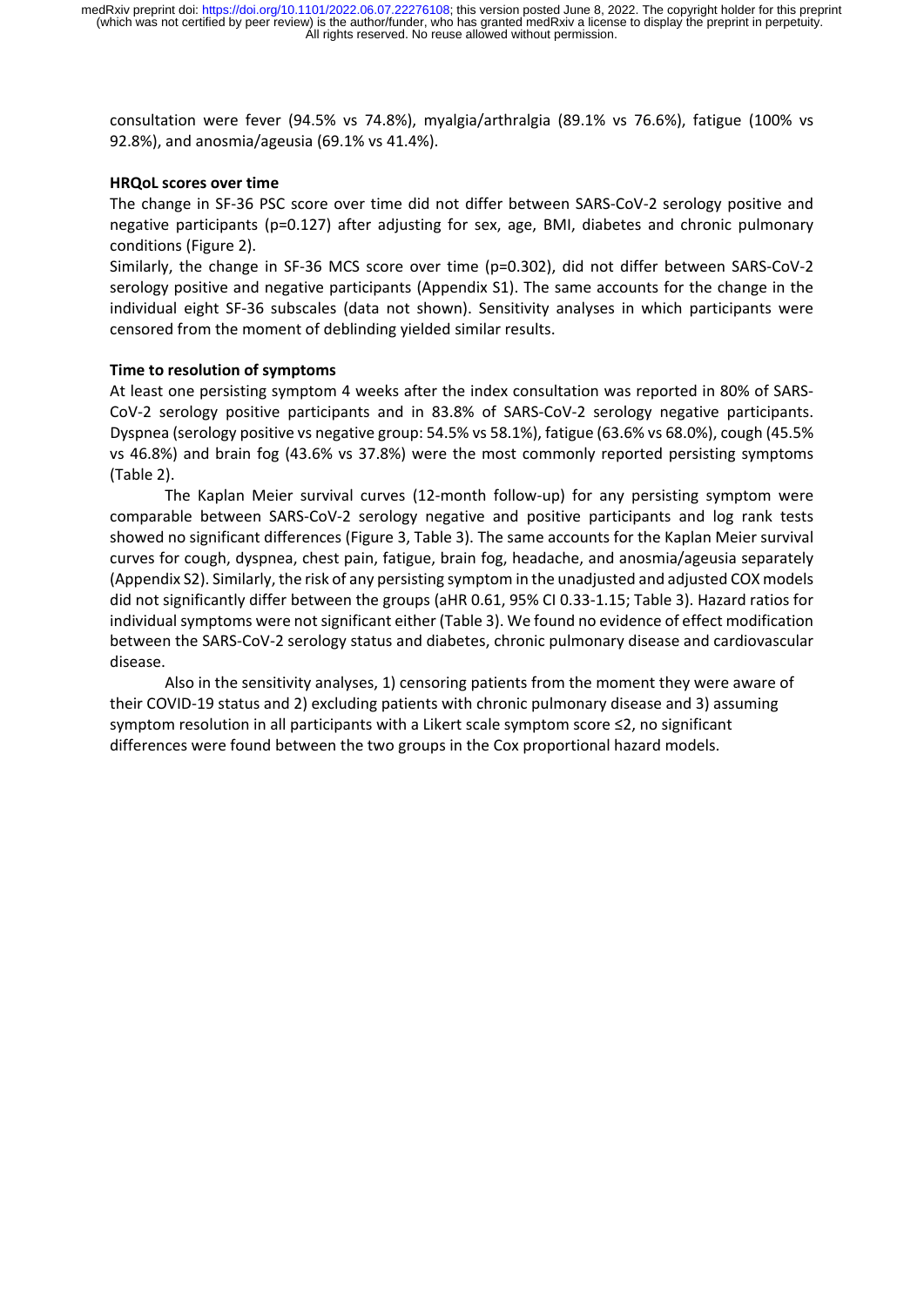consultation were fever (94.5% vs 74.8%), myalgia/arthralgia (89.1% vs 76.6%), fatigue (100% vs 92.8%), and anosmia/ageusia (69.1% vs 41.4%).

**HRQoL scores over time**

The change in SF-36 PSC score over time did not differ between SARS-CoV-2 serology positive and negative participants (p=0.127) after adjusting for sex, age, BMI, diabetes and chronic pulmonary conditions (Figure 2).

Similarly, the change in SF-36 MCS score over time (p=0.302), did not differ between SARS-CoV-2 serology positive and negative participants (Appendix S1). The same accounts for the change in the individual eight SF-36 subscales (data not shown). Sensitivity analyses in which participants were censored from the moment of deblinding yielded similar results.

**Time to resolution of symptoms**

At least one persisting symptom 4 weeks after the index consultation was reported in 80% of SARS-CoV-2 serology positive participants and in 83.8% of SARS-CoV-2 serology negative participants. Dyspnea (serology positive vs negative group: 54.5% vs 58.1%), fatigue (63.6% vs 68.0%), cough (45.5% vs 46.8%) and brain fog (43.6% vs 37.8%) were the most commonly reported persisting symptoms (Table 2).

The Kaplan Meier survival curves (12-month follow-up) for any persisting symptom were comparable between SARS-CoV-2 serology negative and positive participants and log rank tests showed no significant differences (Figure 3, Table 3). The same accounts for the Kaplan Meier survival curves for cough, dyspnea, chest pain, fatigue, brain fog, headache, and anosmia/ageusia separately (Appendix S2). Similarly, the risk of any persisting symptom in the unadjusted and adjusted COX models did not significantly differ between the groups (aHR 0.61, 95% CI 0.33-1.15; Table 3). Hazard ratios for individual symptoms were not significant either (Table 3). We found no evidence of effect modification between the SARS-CoV-2 serology status and diabetes, chronic pulmonary disease and cardiovascular disease.

Also in the sensitivity analyses, 1) censoring patients from the moment they were aware of their COVID-19 status and 2) excluding patients with chronic pulmonary disease and 3) assuming symptom resolution in all participants with a Likert scale symptom score ≤2, no significant differences were found between the two groups in the Cox proportional hazard models.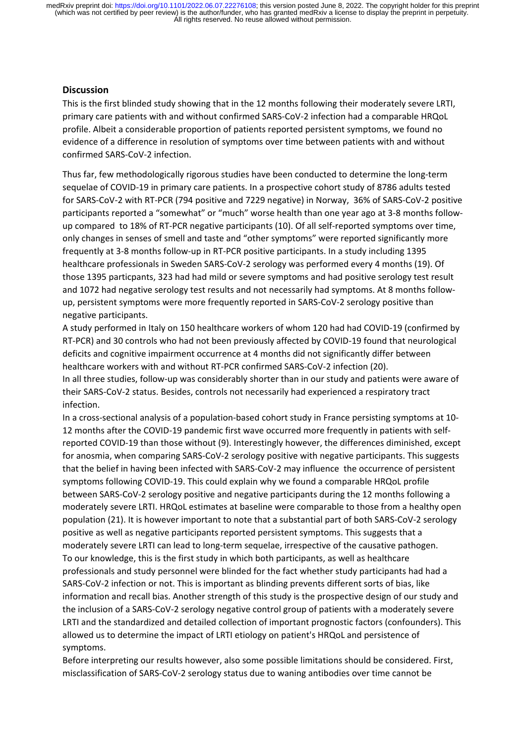## Discussion

This is the first blinded study showing that in the 12 months following their moderately severe LRTI, primary care patients with and without confirmed SARS-CoV-2 infection had a comparable HRQoL profile. Albeit a considerable proportion of patients reported persistent symptoms, we found no evidence of a difference in resolution of symptoms over time between patients with and without confirmed SARS-CoV-2 infection.

Thus far, few methodologically rigorous studies have been conducted to determine the long-term sequelae of COVID-19 in primary care patients. In a prospective cohort study of 8786 adults tested for SARS-CoV-2 with RT-PCR (794 positive and 7229 negative) in Norway, 36% of SARS-CoV-2 positive participants reported a "somewhat" or "much" worse health than one year ago at 3-8 months follow-up compared to 18% of RT-PCR negative participants (10). Of all self-reported symptoms over time, only changes in senses of smell and taste and "other symptoms" were reported significantly more frequently at 3-8 months follow-up in RT-PCR positive participants. In a study including 1395 healthcare professionals in Sweden SARS-CoV-2 serology was performed every 4 months (19). Of those 1395 particpants, 323 had had mild or severe symptoms and had positive serology test result and 1072 had negative serology test results and not necessarily had symptoms. At 8 months follow-up, persistent symptoms were more frequently reported in SARS-CoV-2 serology positive than negative participants.

A study performed in Italy on 150 healthcare workers of whom 120 had had COVID-19 (confirmed by RT-PCR) and 30 controls who had not been previously affected by COVID-19 found that neurological deficits and cognitive impairment occurrence at 4 months did not significantly differ between healthcare workers with and without RT-PCR confirmed SARS-CoV-2 infection (20).

In all three studies, follow-up was considerably shorter than in our study and patients were aware of their SARS-CoV-2 status. Besides, controls not necessarily had experienced a respiratory tract infection.

In a cross-sectional analysis of a population-based cohort study in France persisting symptoms at 10-12 months after the COVID-19 pandemic first wave occurred more frequently in patients with self-reported COVID-19 than those without (9). Interestingly however, the differences diminished, except for anosmia, when comparing SARS-CoV-2 serology positive with negative participants. This suggests that the belief in having been infected with SARS-CoV-2 may influence the occurrence of persistent symptoms following COVID-19. This could explain why we found a comparable HRQoL profile between SARS-CoV-2 serology positive and negative participants during the 12 months following a moderately severe LRTI. HRQoL estimates at baseline were comparable to those from a healthy open population (21). It is however important to note that a substantial part of both SARS-CoV-2 serology positive as well as negative participants reported persistent symptoms. This suggests that a moderately severe LRTI can lead to long-term sequelae, irrespective of the causative pathogen.

To our knowledge, this is the first study in which both participants, as well as healthcare professionals and study personnel were blinded for the fact whether study participants had had a SARS-CoV-2 infection or not. This is important as blinding prevents different sorts of bias, like information and recall bias. Another strength of this study is the prospective design of our study and the inclusion of a SARS-CoV-2 serology negative control group of patients with a moderately severe LRTI and the standardized and detailed collection of important prognostic factors (confounders). This allowed us to determine the impact of LRTI etiology on patient's HRQoL and persistence of symptoms.

Before interpreting our results however, also some possible limitations should be considered. First, misclassification of SARS-CoV-2 serology status due to waning antibodies over time cannot be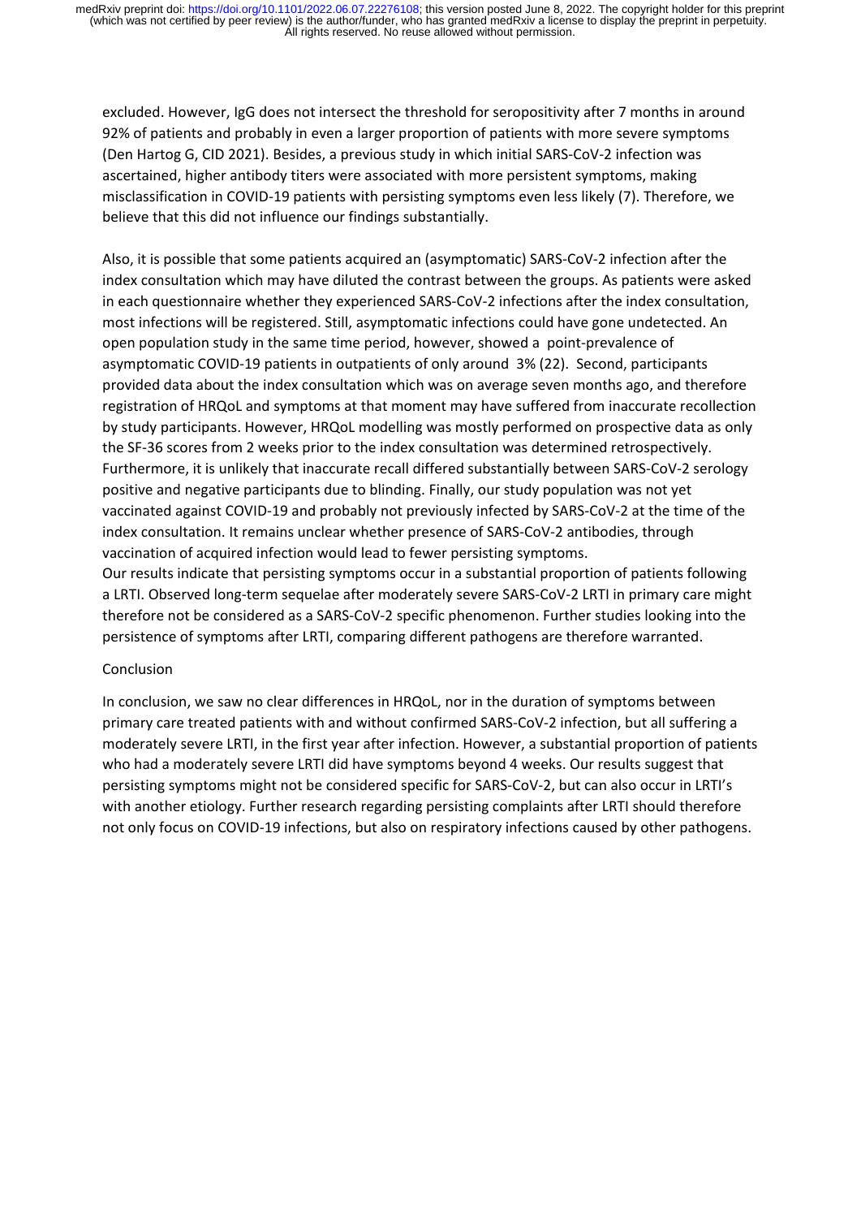excluded. However, IgG does not intersect the threshold for seropositivity after 7 months in around 92% of patients and probably in even a larger proportion of patients with more severe symptoms (Den Hartog G, CID 2021). Besides, a previous study in which initial SARS-CoV-2 infection was ascertained, higher antibody titers were associated with more persistent symptoms, making misclassification in COVID-19 patients with persisting symptoms even less likely (7). Therefore, we believe that this did not influence our findings substantially.

Also, it is possible that some patients acquired an (asymptomatic) SARS-CoV-2 infection after the index consultation which may have diluted the contrast between the groups. As patients were asked in each questionnaire whether they experienced SARS-CoV-2 infections after the index consultation, most infections will be registered. Still, asymptomatic infections could have gone undetected. An open population study in the same time period, however, showed a point-prevalence of asymptomatic COVID-19 patients in outpatients of only around 3% (22). Second, participants provided data about the index consultation which was on average seven months ago, and therefore registration of HRQoL and symptoms at that moment may have suffered from inaccurate recollection by study participants. However, HRQoL modelling was mostly performed on prospective data as only the SF-36 scores from 2 weeks prior to the index consultation was determined retrospectively. Furthermore, it is unlikely that inaccurate recall differed substantially between SARS-CoV-2 serology positive and negative participants due to blinding. Finally, our study population was not yet vaccinated against COVID-19 and probably not previously infected by SARS-CoV-2 at the time of the index consultation. It remains unclear whether presence of SARS-CoV-2 antibodies, through vaccination of acquired infection would lead to fewer persisting symptoms.
Our results indicate that persisting symptoms occur in a substantial proportion of patients following a LRTI. Observed long-term sequelae after moderately severe SARS-CoV-2 LRTI in primary care might therefore not be considered as a SARS-CoV-2 specific phenomenon. Further studies looking into the persistence of symptoms after LRTI, comparing different pathogens are therefore warranted.

## Conclusion

In conclusion, we saw no clear differences in HRQoL, nor in the duration of symptoms between primary care treated patients with and without confirmed SARS-CoV-2 infection, but all suffering a moderately severe LRTI, in the first year after infection. However, a substantial proportion of patients who had a moderately severe LRTI did have symptoms beyond 4 weeks. Our results suggest that persisting symptoms might not be considered specific for SARS-CoV-2, but can also occur in LRTI's with another etiology. Further research regarding persisting complaints after LRTI should therefore not only focus on COVID-19 infections, but also on respiratory infections caused by other pathogens.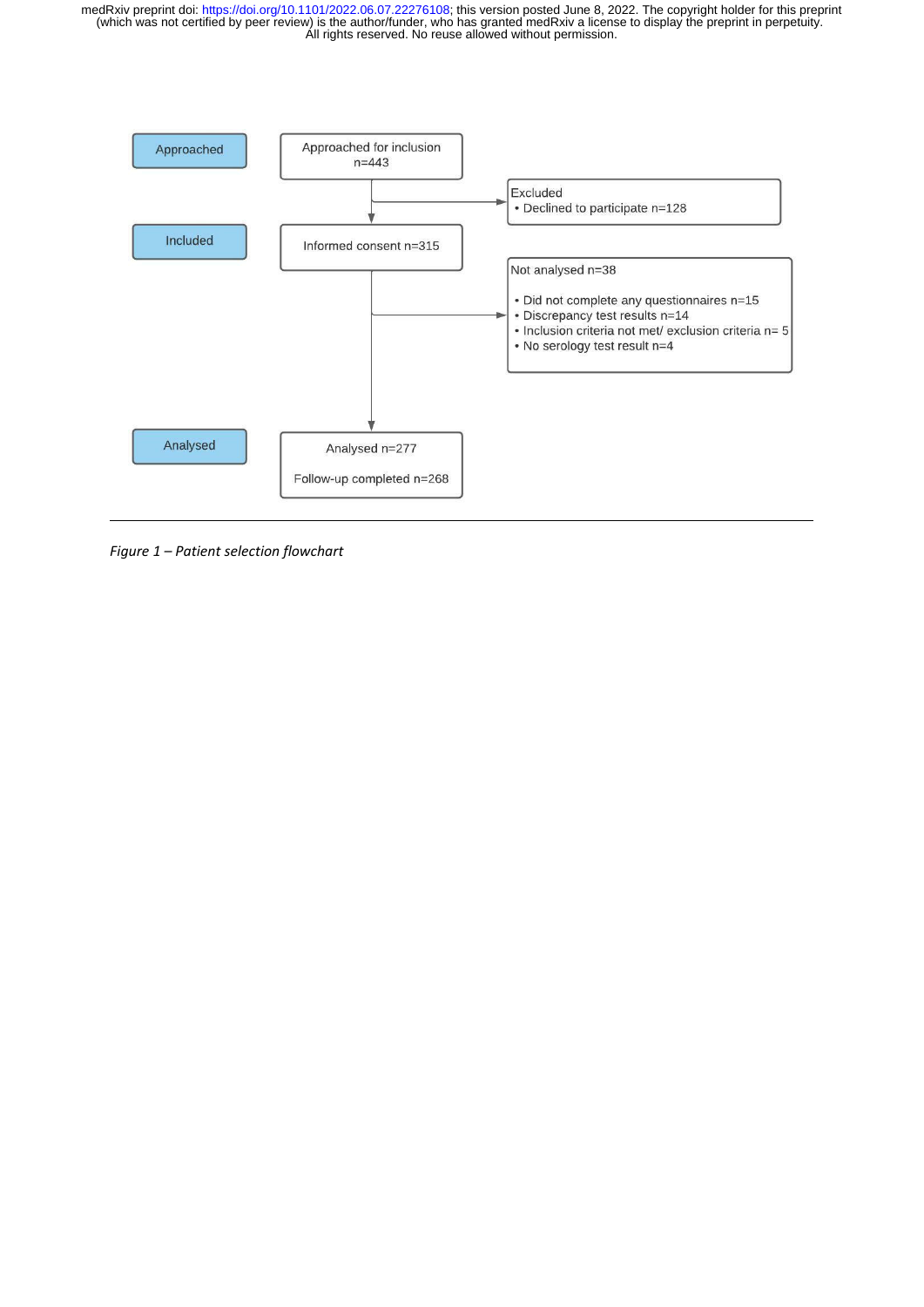| Stage | Flow | Excluded / Not analysed |
| --- | --- | --- |
| Approached | Approached for inclusion n=443 | Excluded<br>• Declined to participate n=128 |
| Included | Informed consent n=315 | Not analysed n=38<br>• Did not complete any questionnaires n=15<br>• Discrepancy test results n=14<br>• Inclusion criteria not met/ exclusion criteria n= 5<br>• No serology test result n=4 |
| Analysed | Analysed n=277<br>Follow-up completed n=268 | |

*Figure 1 – Patient selection flowchart*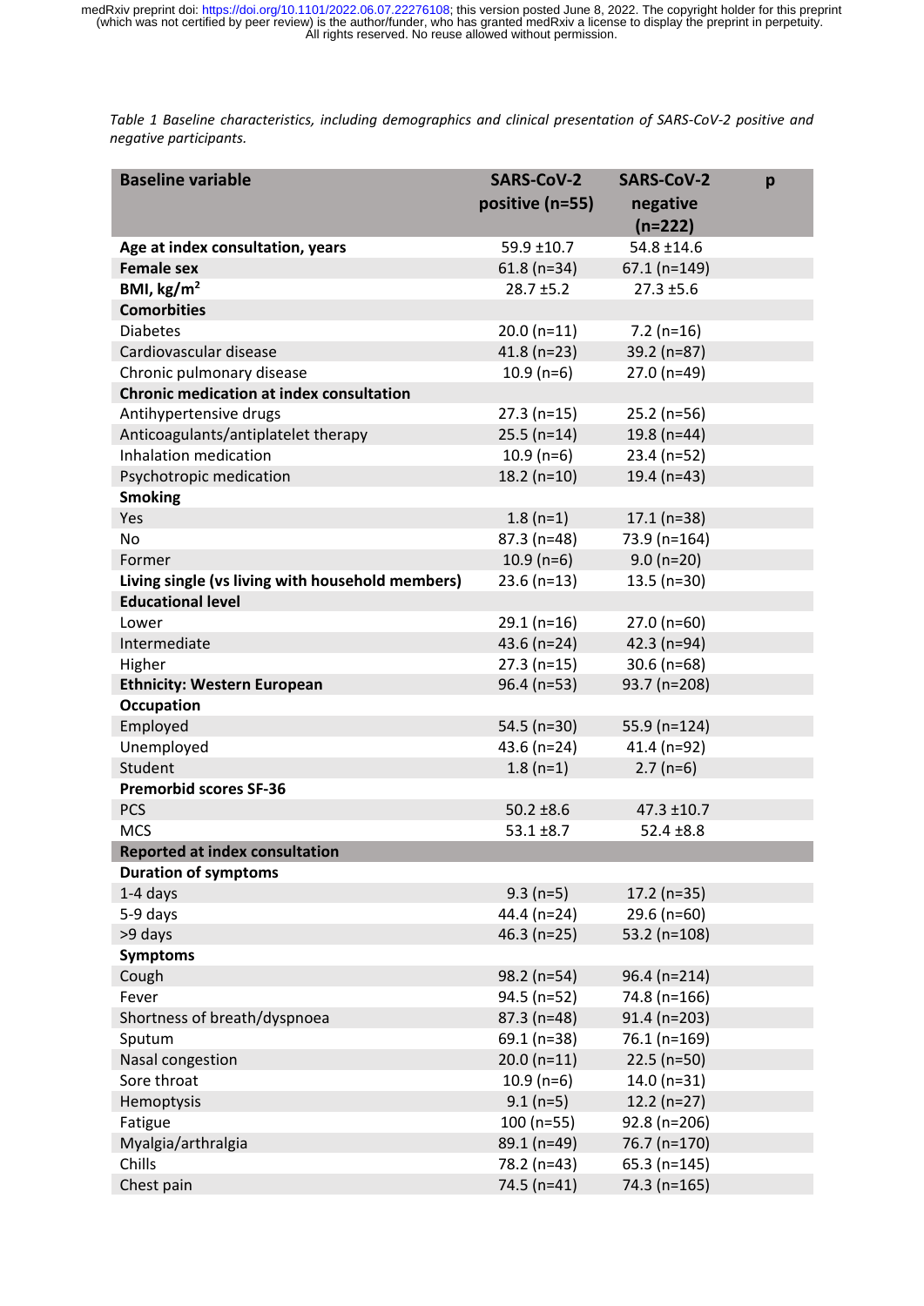*Table 1 Baseline characteristics, including demographics and clinical presentation of SARS-CoV-2 positive and negative participants.*

| Baseline variable | SARS-CoV-2 positive (n=55) | SARS-CoV-2 negative (n=222) | p |
|---|---|---|---|
| **Age at index consultation, years** | 59.9 ±10.7 | 54.8 ±14.6 | |
| **Female sex** | 61.8 (n=34) | 67.1 (n=149) | |
| **BMI, kg/m$^2$** | 28.7 ±5.2 | 27.3 ±5.6 | |
| **Comorbities** | | | |
| Diabetes | 20.0 (n=11) | 7.2 (n=16) | |
| Cardiovascular disease | 41.8 (n=23) | 39.2 (n=87) | |
| Chronic pulmonary disease | 10.9 (n=6) | 27.0 (n=49) | |
| **Chronic medication at index consultation** | | | |
| Antihypertensive drugs | 27.3 (n=15) | 25.2 (n=56) | |
| Anticoagulants/antiplatelet therapy | 25.5 (n=14) | 19.8 (n=44) | |
| Inhalation medication | 10.9 (n=6) | 23.4 (n=52) | |
| Psychotropic medication | 18.2 (n=10) | 19.4 (n=43) | |
| **Smoking** | | | |
| Yes | 1.8 (n=1) | 17.1 (n=38) | |
| No | 87.3 (n=48) | 73.9 (n=164) | |
| Former | 10.9 (n=6) | 9.0 (n=20) | |
| **Living single (vs living with household members)** | 23.6 (n=13) | 13.5 (n=30) | |
| **Educational level** | | | |
| Lower | 29.1 (n=16) | 27.0 (n=60) | |
| Intermediate | 43.6 (n=24) | 42.3 (n=94) | |
| Higher | 27.3 (n=15) | 30.6 (n=68) | |
| **Ethnicity: Western European** | 96.4 (n=53) | 93.7 (n=208) | |
| **Occupation** | | | |
| Employed | 54.5 (n=30) | 55.9 (n=124) | |
| Unemployed | 43.6 (n=24) | 41.4 (n=92) | |
| Student | 1.8 (n=1) | 2.7 (n=6) | |
| **Premorbid scores SF-36** | | | |
| PCS | 50.2 ±8.6 | 47.3 ±10.7 | |
| MCS | 53.1 ±8.7 | 52.4 ±8.8 | |
| **Reported at index consultation** | | | |
| **Duration of symptoms** | | | |
| 1-4 days | 9.3 (n=5) | 17.2 (n=35) | |
| 5-9 days | 44.4 (n=24) | 29.6 (n=60) | |
| >9 days | 46.3 (n=25) | 53.2 (n=108) | |
| **Symptoms** | | | |
| Cough | 98.2 (n=54) | 96.4 (n=214) | |
| Fever | 94.5 (n=52) | 74.8 (n=166) | |
| Shortness of breath/dyspnoea | 87.3 (n=48) | 91.4 (n=203) | |
| Sputum | 69.1 (n=38) | 76.1 (n=169) | |
| Nasal congestion | 20.0 (n=11) | 22.5 (n=50) | |
| Sore throat | 10.9 (n=6) | 14.0 (n=31) | |
| Hemoptysis | 9.1 (n=5) | 12.2 (n=27) | |
| Fatigue | 100 (n=55) | 92.8 (n=206) | |
| Myalgia/arthralgia | 89.1 (n=49) | 76.7 (n=170) | |
| Chills | 78.2 (n=43) | 65.3 (n=145) | |
| Chest pain | 74.5 (n=41) | 74.3 (n=165) | |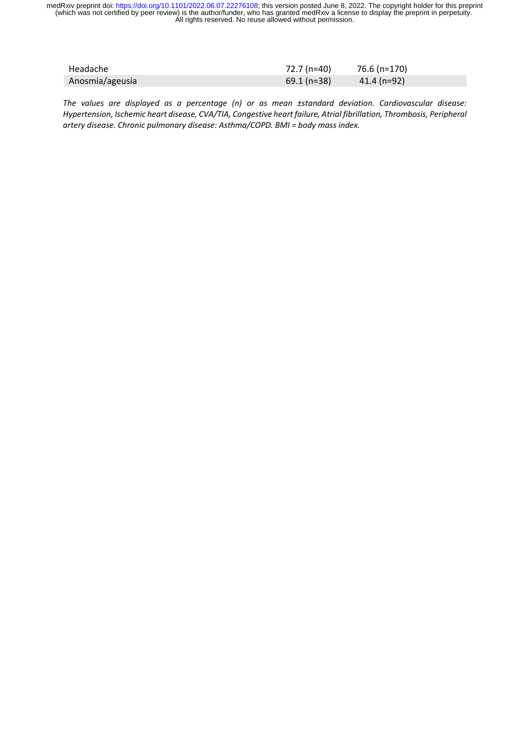| | | |
|---|---|---|
| Headache | 72.7 (n=40) | 76.6 (n=170) |
| Anosmia/ageusia | 69.1 (n=38) | 41.4 (n=92) |

*The values are displayed as a percentage (n) or as mean ±standard deviation. Cardiovascular disease: Hypertension, Ischemic heart disease, CVA/TIA, Congestive heart failure, Atrial fibrillation, Thrombosis, Peripheral artery disease. Chronic pulmonary disease: Asthma/COPD. BMI = body mass index.*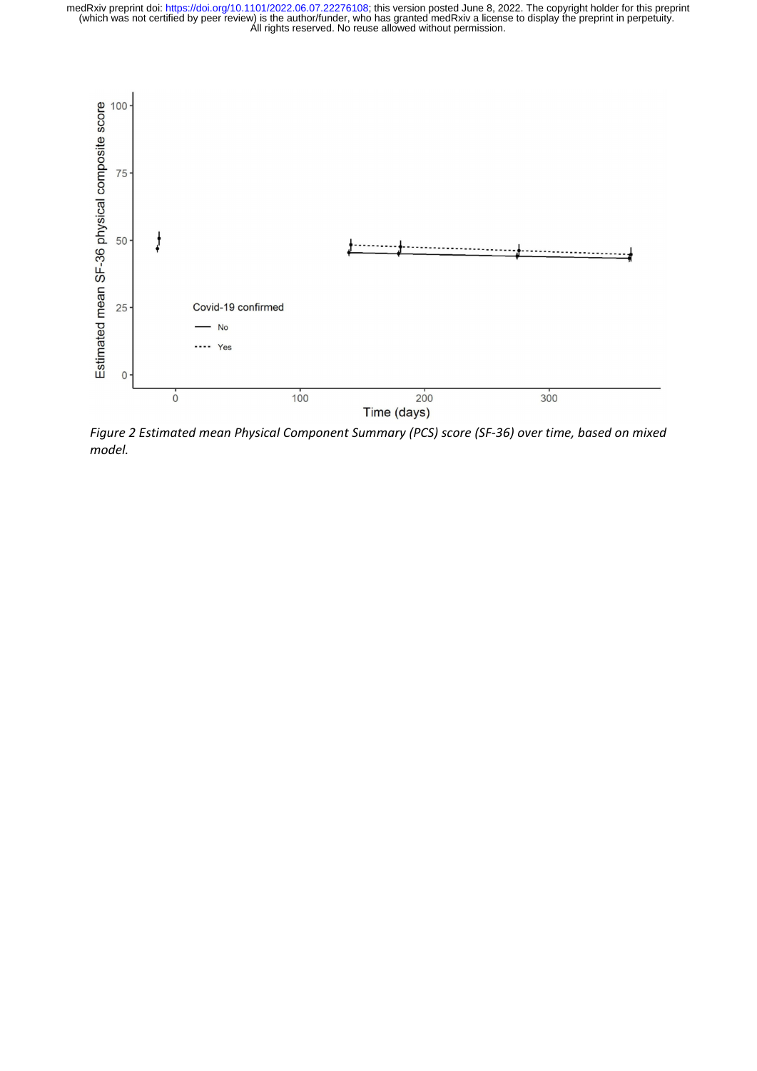*Figure 2 Estimated mean Physical Component Summary (PCS) score (SF-36) over time, based on mixed model.*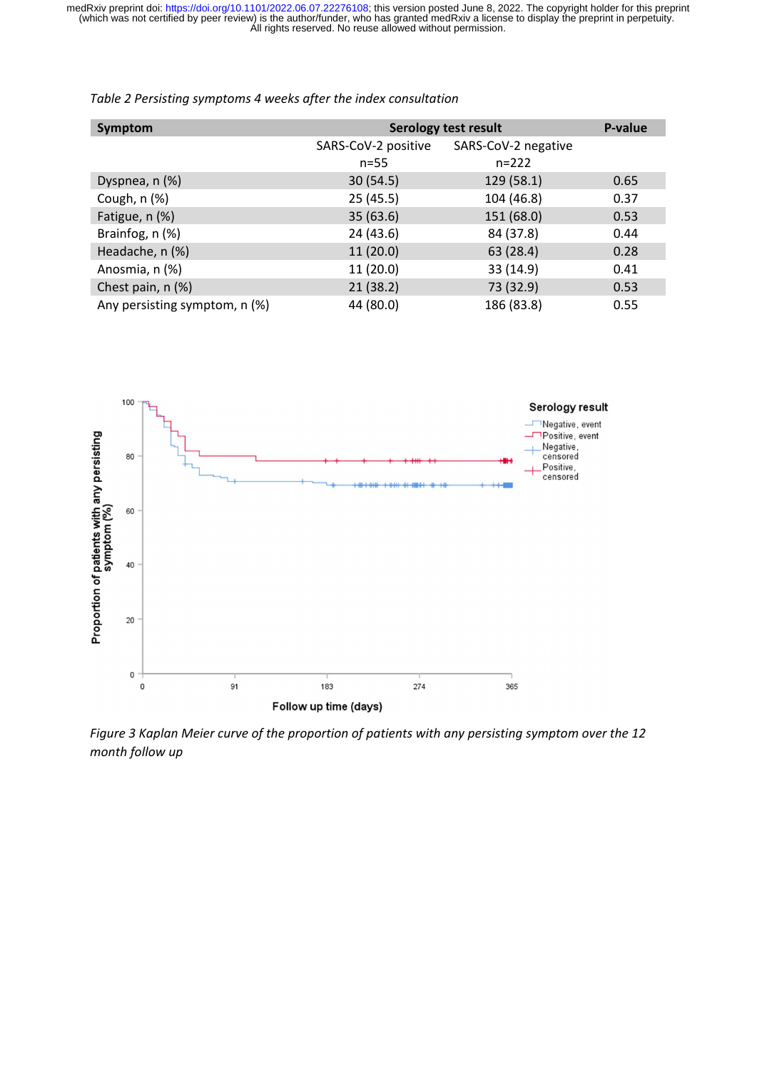*Table 2 Persisting symptoms 4 weeks after the index consultation*

| Symptom | Serology test result | | P-value |
|---|---|---|---|
| | SARS-CoV-2 positive n=55 | SARS-CoV-2 negative n=222 | |
| Dyspnea, n (%) | 30 (54.5) | 129 (58.1) | 0.65 |
| Cough, n (%) | 25 (45.5) | 104 (46.8) | 0.37 |
| Fatigue, n (%) | 35 (63.6) | 151 (68.0) | 0.53 |
| Brainfog, n (%) | 24 (43.6) | 84 (37.8) | 0.44 |
| Headache, n (%) | 11 (20.0) | 63 (28.4) | 0.28 |
| Anosmia, n (%) | 11 (20.0) | 33 (14.9) | 0.41 |
| Chest pain, n (%) | 21 (38.2) | 73 (32.9) | 0.53 |
| Any persisting symptom, n (%) | 44 (80.0) | 186 (83.8) | 0.55 |

*Figure 3 Kaplan Meier curve of the proportion of patients with any persisting symptom over the 12 month follow up*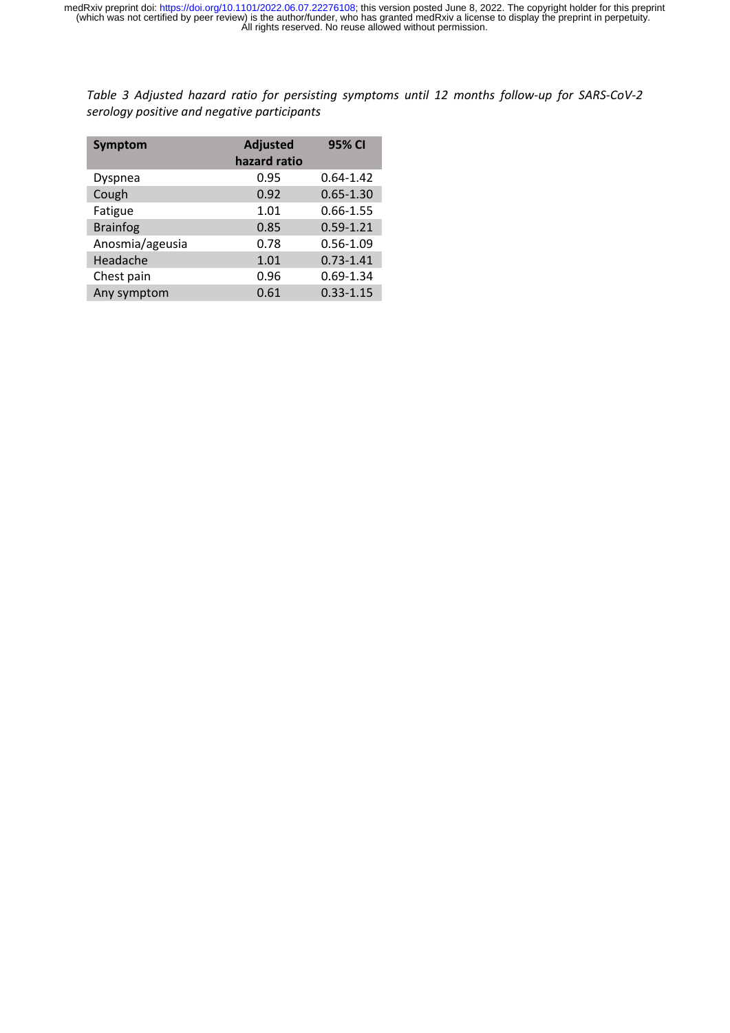*Table 3 Adjusted hazard ratio for persisting symptoms until 12 months follow-up for SARS-CoV-2 serology positive and negative participants*

| Symptom | Adjusted hazard ratio | 95% CI |
|---|---|---|
| Dyspnea | 0.95 | 0.64-1.42 |
| Cough | 0.92 | 0.65-1.30 |
| Fatigue | 1.01 | 0.66-1.55 |
| Brainfog | 0.85 | 0.59-1.21 |
| Anosmia/ageusia | 0.78 | 0.56-1.09 |
| Headache | 1.01 | 0.73-1.41 |
| Chest pain | 0.96 | 0.69-1.34 |
| Any symptom | 0.61 | 0.33-1.15 |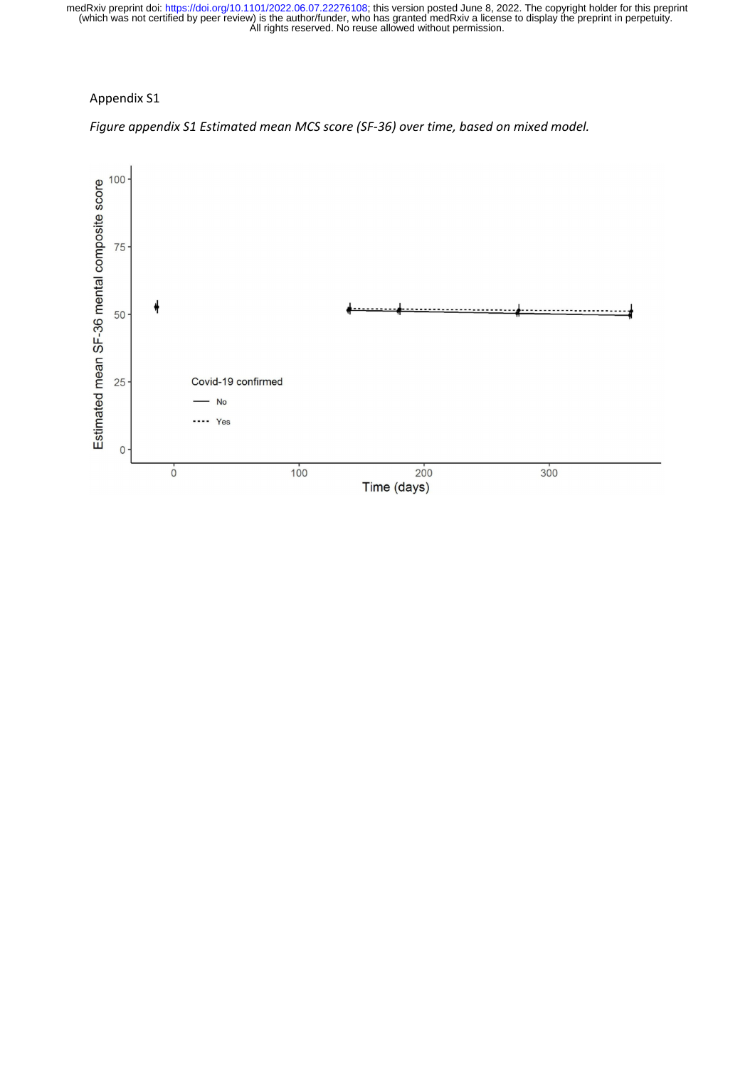Appendix S1

*Figure appendix S1 Estimated mean MCS score (SF-36) over time, based on mixed model.*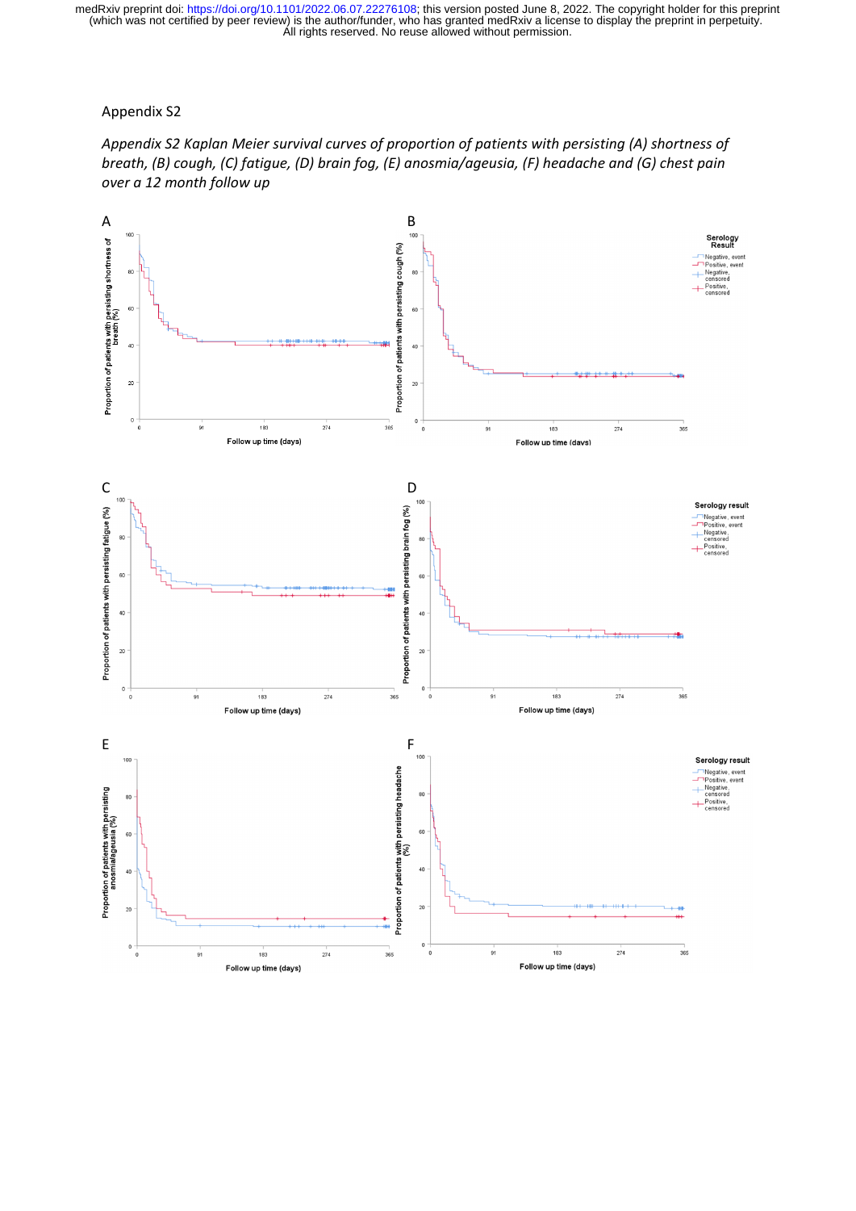Appendix S2

*Appendix S2 Kaplan Meier survival curves of proportion of patients with persisting (A) shortness of breath, (B) cough, (C) fatigue, (D) brain fog, (E) anosmia/ageusia, (F) headache and (G) chest pain over a 12 month follow up*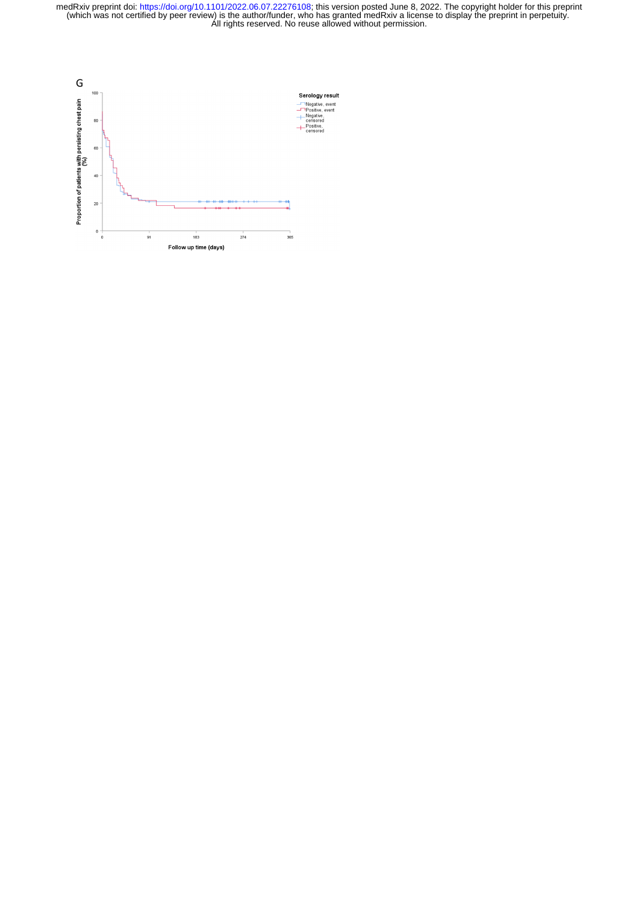G

Proportion of patients with persisting chest pain (%)

Serology result

- Negative, event
- Positive, event
- Negative, censored
- Positive, censored

Follow up time (days)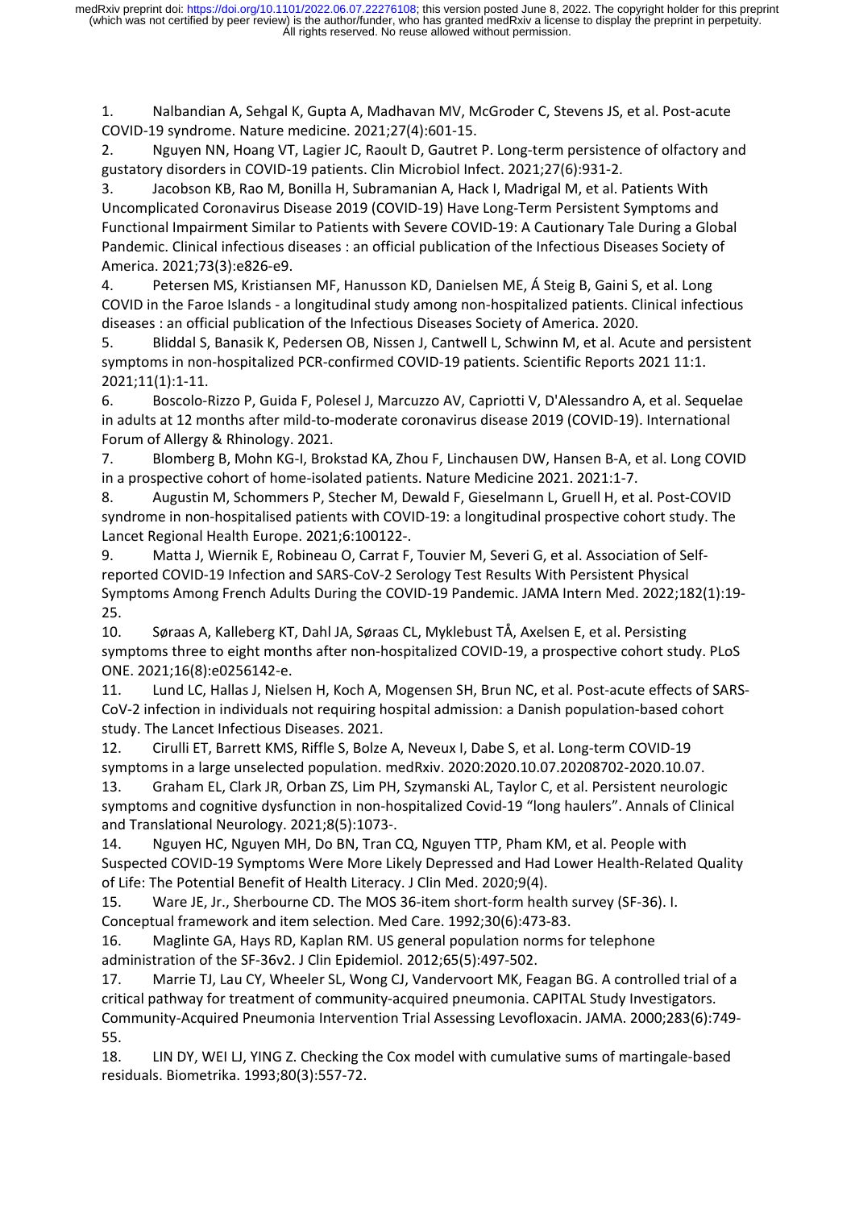1. Nalbandian A, Sehgal K, Gupta A, Madhavan MV, McGroder C, Stevens JS, et al. Post-acute COVID-19 syndrome. Nature medicine. 2021;27(4):601-15.
2. Nguyen NN, Hoang VT, Lagier JC, Raoult D, Gautret P. Long-term persistence of olfactory and gustatory disorders in COVID-19 patients. Clin Microbiol Infect. 2021;27(6):931-2.
3. Jacobson KB, Rao M, Bonilla H, Subramanian A, Hack I, Madrigal M, et al. Patients With Uncomplicated Coronavirus Disease 2019 (COVID-19) Have Long-Term Persistent Symptoms and Functional Impairment Similar to Patients with Severe COVID-19: A Cautionary Tale During a Global Pandemic. Clinical infectious diseases : an official publication of the Infectious Diseases Society of America. 2021;73(3):e826-e9.
4. Petersen MS, Kristiansen MF, Hanusson KD, Danielsen ME, Á Steig B, Gaini S, et al. Long COVID in the Faroe Islands - a longitudinal study among non-hospitalized patients. Clinical infectious diseases : an official publication of the Infectious Diseases Society of America. 2020.
5. Bliddal S, Banasik K, Pedersen OB, Nissen J, Cantwell L, Schwinn M, et al. Acute and persistent symptoms in non-hospitalized PCR-confirmed COVID-19 patients. Scientific Reports 2021 11:1. 2021;11(1):1-11.
6. Boscolo-Rizzo P, Guida F, Polesel J, Marcuzzo AV, Capriotti V, D'Alessandro A, et al. Sequelae in adults at 12 months after mild-to-moderate coronavirus disease 2019 (COVID-19). International Forum of Allergy & Rhinology. 2021.
7. Blomberg B, Mohn KG-I, Brokstad KA, Zhou F, Linchausen DW, Hansen B-A, et al. Long COVID in a prospective cohort of home-isolated patients. Nature Medicine 2021. 2021:1-7.
8. Augustin M, Schommers P, Stecher M, Dewald F, Gieselmann L, Gruell H, et al. Post-COVID syndrome in non-hospitalised patients with COVID-19: a longitudinal prospective cohort study. The Lancet Regional Health Europe. 2021;6:100122-.
9. Matta J, Wiernik E, Robineau O, Carrat F, Touvier M, Severi G, et al. Association of Self-reported COVID-19 Infection and SARS-CoV-2 Serology Test Results With Persistent Physical Symptoms Among French Adults During the COVID-19 Pandemic. JAMA Intern Med. 2022;182(1):19-25.
10. Søraas A, Kalleberg KT, Dahl JA, Søraas CL, Myklebust TÅ, Axelsen E, et al. Persisting symptoms three to eight months after non-hospitalized COVID-19, a prospective cohort study. PLoS ONE. 2021;16(8):e0256142-e.
11. Lund LC, Hallas J, Nielsen H, Koch A, Mogensen SH, Brun NC, et al. Post-acute effects of SARS-CoV-2 infection in individuals not requiring hospital admission: a Danish population-based cohort study. The Lancet Infectious Diseases. 2021.
12. Cirulli ET, Barrett KMS, Riffle S, Bolze A, Neveux I, Dabe S, et al. Long-term COVID-19 symptoms in a large unselected population. medRxiv. 2020:2020.10.07.20208702-2020.10.07.
13. Graham EL, Clark JR, Orban ZS, Lim PH, Szymanski AL, Taylor C, et al. Persistent neurologic symptoms and cognitive dysfunction in non-hospitalized Covid-19 "long haulers". Annals of Clinical and Translational Neurology. 2021;8(5):1073-.
14. Nguyen HC, Nguyen MH, Do BN, Tran CQ, Nguyen TTP, Pham KM, et al. People with Suspected COVID-19 Symptoms Were More Likely Depressed and Had Lower Health-Related Quality of Life: The Potential Benefit of Health Literacy. J Clin Med. 2020;9(4).
15. Ware JE, Jr., Sherbourne CD. The MOS 36-item short-form health survey (SF-36). I. Conceptual framework and item selection. Med Care. 1992;30(6):473-83.
16. Maglinte GA, Hays RD, Kaplan RM. US general population norms for telephone administration of the SF-36v2. J Clin Epidemiol. 2012;65(5):497-502.
17. Marrie TJ, Lau CY, Wheeler SL, Wong CJ, Vandervoort MK, Feagan BG. A controlled trial of a critical pathway for treatment of community-acquired pneumonia. CAPITAL Study Investigators. Community-Acquired Pneumonia Intervention Trial Assessing Levofloxacin. JAMA. 2000;283(6):749-55.
18. LIN DY, WEI LJ, YING Z. Checking the Cox model with cumulative sums of martingale-based residuals. Biometrika. 1993;80(3):557-72.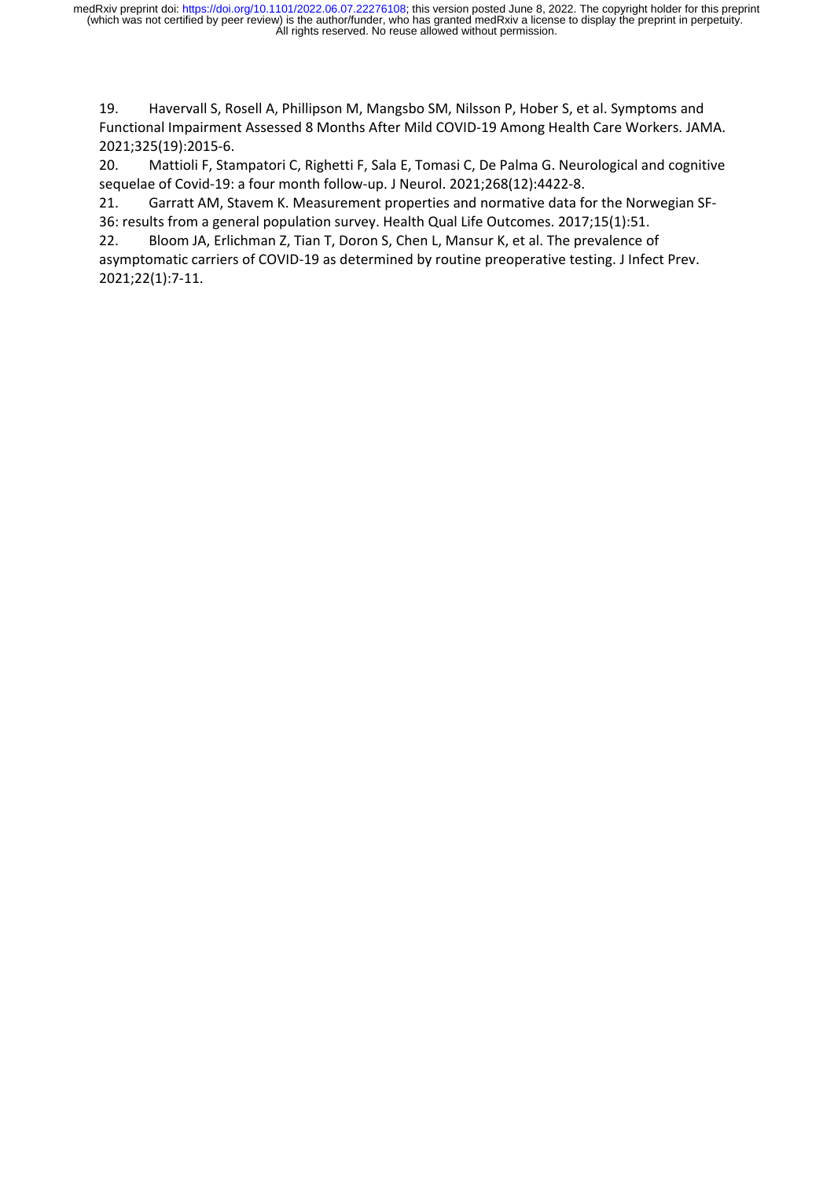19. Havervall S, Rosell A, Phillipson M, Mangsbo SM, Nilsson P, Hober S, et al. Symptoms and Functional Impairment Assessed 8 Months After Mild COVID-19 Among Health Care Workers. JAMA. 2021;325(19):2015-6.

20. Mattioli F, Stampatori C, Righetti F, Sala E, Tomasi C, De Palma G. Neurological and cognitive sequelae of Covid-19: a four month follow-up. J Neurol. 2021;268(12):4422-8.

21. Garratt AM, Stavem K. Measurement properties and normative data for the Norwegian SF-36: results from a general population survey. Health Qual Life Outcomes. 2017;15(1):51.

22. Bloom JA, Erlichman Z, Tian T, Doron S, Chen L, Mansur K, et al. The prevalence of asymptomatic carriers of COVID-19 as determined by routine preoperative testing. J Infect Prev. 2021;22(1):7-11.